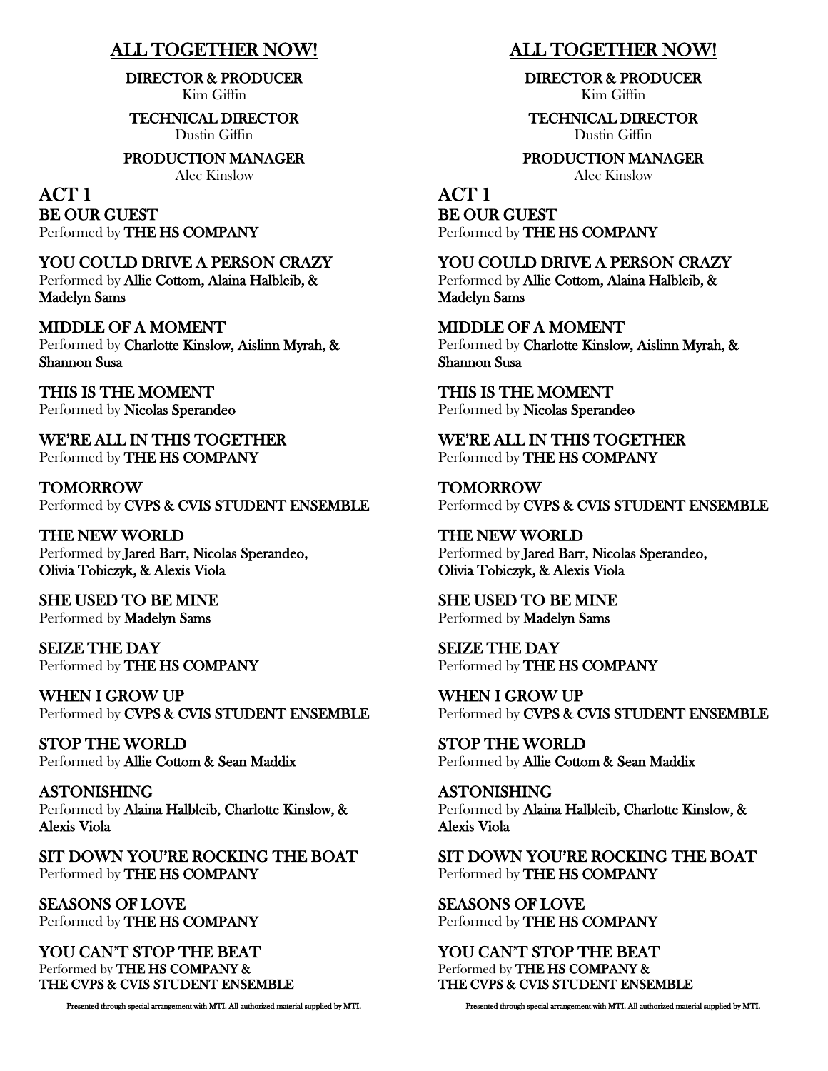# ALL TOGETHER NOW!

**DIRECTOR & PRODUCER**
Kim Giffin

**TECHNICAL DIRECTOR**
Dustin Giffin

**PRODUCTION MANAGER**
Alec Kinslow

## ACT 1

**BE OUR GUEST**
Performed by **THE HS COMPANY**

**YOU COULD DRIVE A PERSON CRAZY**
Performed by **Allie Cottom, Alaina Halbleib, & Madelyn Sams**

**MIDDLE OF A MOMENT**
Performed by **Charlotte Kinslow, Aislinn Myrah, & Shannon Susa**

**THIS IS THE MOMENT**
Performed by **Nicolas Sperandeo**

**WE'RE ALL IN THIS TOGETHER**
Performed by **THE HS COMPANY**

**TOMORROW**
Performed by **CVPS & CVIS STUDENT ENSEMBLE**

**THE NEW WORLD**
Performed by **Jared Barr, Nicolas Sperandeo, Olivia Tobiczyk, & Alexis Viola**

**SHE USED TO BE MINE**
Performed by **Madelyn Sams**

**SEIZE THE DAY**
Performed by **THE HS COMPANY**

**WHEN I GROW UP**
Performed by **CVPS & CVIS STUDENT ENSEMBLE**

**STOP THE WORLD**
Performed by **Allie Cottom & Sean Maddix**

**ASTONISHING**
Performed by **Alaina Halbleib, Charlotte Kinslow, & Alexis Viola**

**SIT DOWN YOU'RE ROCKING THE BOAT**
Performed by **THE HS COMPANY**

**SEASONS OF LOVE**
Performed by **THE HS COMPANY**

**YOU CAN'T STOP THE BEAT**
Performed by **THE HS COMPANY & THE CVPS & CVIS STUDENT ENSEMBLE**

Presented through special arrangement with MTI. All authorized material supplied by MTI.

# ALL TOGETHER NOW!

**DIRECTOR & PRODUCER**
Kim Giffin

**TECHNICAL DIRECTOR**
Dustin Giffin

**PRODUCTION MANAGER**
Alec Kinslow

## ACT 1

**BE OUR GUEST**
Performed by **THE HS COMPANY**

**YOU COULD DRIVE A PERSON CRAZY**
Performed by **Allie Cottom, Alaina Halbleib, & Madelyn Sams**

**MIDDLE OF A MOMENT**
Performed by **Charlotte Kinslow, Aislinn Myrah, & Shannon Susa**

**THIS IS THE MOMENT**
Performed by **Nicolas Sperandeo**

**WE'RE ALL IN THIS TOGETHER**
Performed by **THE HS COMPANY**

**TOMORROW**
Performed by **CVPS & CVIS STUDENT ENSEMBLE**

**THE NEW WORLD**
Performed by **Jared Barr, Nicolas Sperandeo, Olivia Tobiczyk, & Alexis Viola**

**SHE USED TO BE MINE**
Performed by **Madelyn Sams**

**SEIZE THE DAY**
Performed by **THE HS COMPANY**

**WHEN I GROW UP**
Performed by **CVPS & CVIS STUDENT ENSEMBLE**

**STOP THE WORLD**
Performed by **Allie Cottom & Sean Maddix**

**ASTONISHING**
Performed by **Alaina Halbleib, Charlotte Kinslow, & Alexis Viola**

**SIT DOWN YOU'RE ROCKING THE BOAT**
Performed by **THE HS COMPANY**

**SEASONS OF LOVE**
Performed by **THE HS COMPANY**

**YOU CAN'T STOP THE BEAT**
Performed by **THE HS COMPANY & THE CVPS & CVIS STUDENT ENSEMBLE**

Presented through special arrangement with MTI. All authorized material supplied by MTI.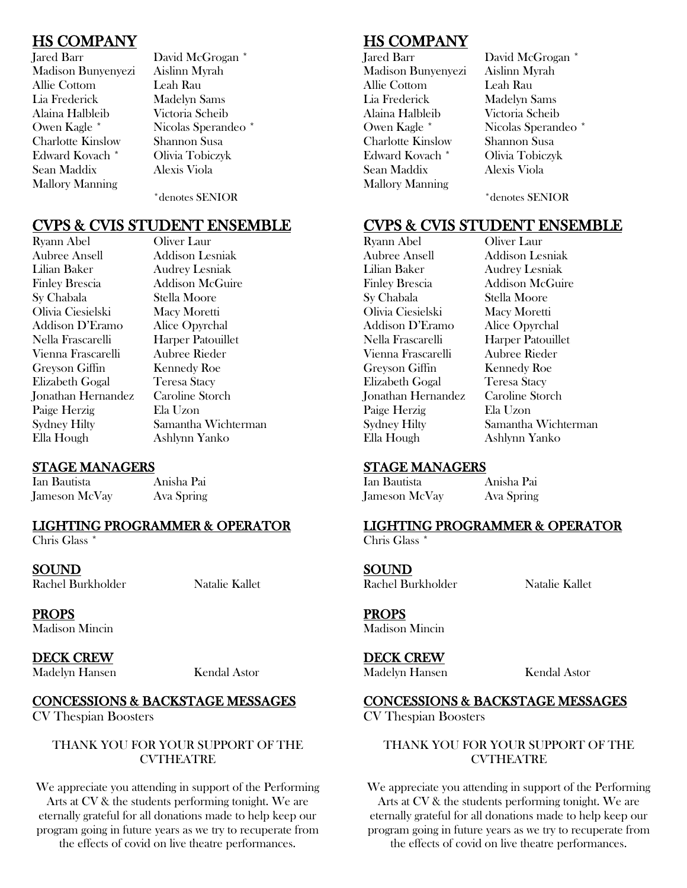## HS COMPANY

Jared Barr
Madison Bunyenyezi
Allie Cottom
Lia Frederick
Alaina Halbleib
Owen Kagle *
Charlotte Kinslow
Edward Kovach *
Sean Maddix
Mallory Manning
David McGrogan *
Aislinn Myrah
Leah Rau
Madelyn Sams
Victoria Scheib
Nicolas Sperandeo *
Shannon Susa
Olivia Tobiczyk
Alexis Viola

*denotes SENIOR

## CVPS & CVIS STUDENT ENSEMBLE

Ryann Abel
Aubree Ansell
Lilian Baker
Finley Brescia
Sy Chabala
Olivia Ciesielski
Addison D'Eramo
Nella Frascarelli
Vienna Frascarelli
Greyson Giffin
Elizabeth Gogal
Jonathan Hernandez
Paige Herzig
Sydney Hilty
Ella Hough
Oliver Laur
Addison Lesniak
Audrey Lesniak
Addison McGuire
Stella Moore
Macy Moretti
Alice Opyrchal
Harper Patouillet
Aubree Rieder
Kennedy Roe
Teresa Stacy
Caroline Storch
Ela Uzon
Samantha Wichterman
Ashlynn Yanko

## STAGE MANAGERS

Ian Bautista
Jameson McVay
Anisha Pai
Ava Spring

## LIGHTING PROGRAMMER & OPERATOR

Chris Glass *

## SOUND

Rachel Burkholder
Natalie Kallet

## PROPS

Madison Mincin

## DECK CREW

Madelyn Hansen
Kendal Astor

## CONCESSIONS & BACKSTAGE MESSAGES

CV Thespian Boosters

THANK YOU FOR YOUR SUPPORT OF THE CVTHEATRE

We appreciate you attending in support of the Performing Arts at CV & the students performing tonight. We are eternally grateful for all donations made to help keep our program going in future years as we try to recuperate from the effects of covid on live theatre performances.